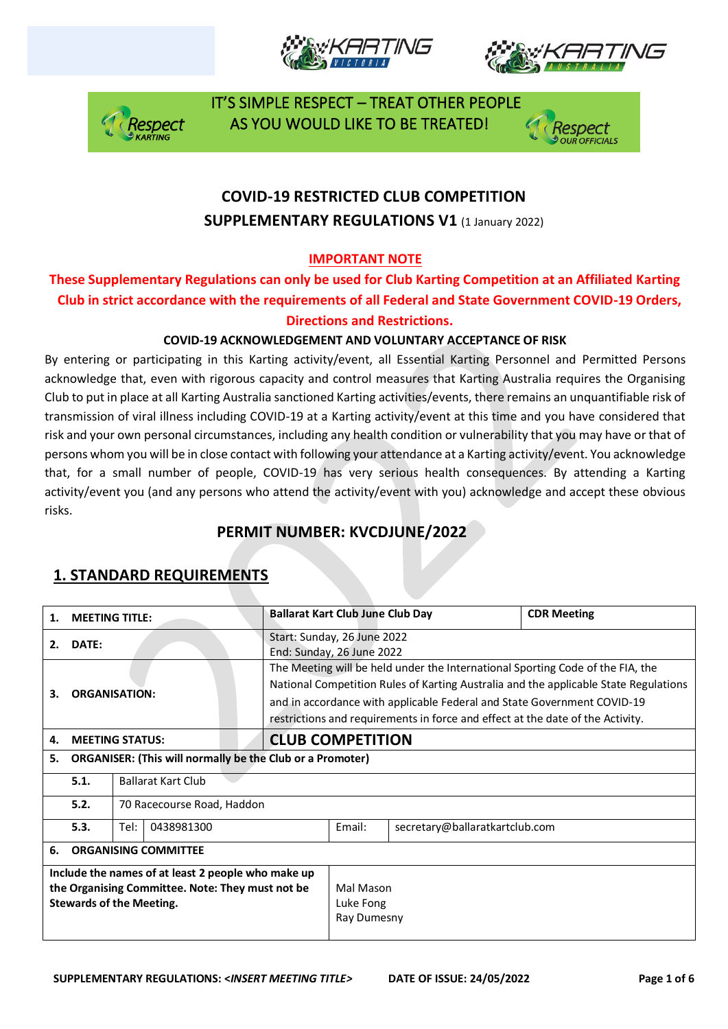IT'S SIMPLE RESPECT – TREAT OTHER PEOPLE AS YOU WOULD LIKE TO BE TREATED!

# COVID-19 RESTRICTED CLUB COMPETITION
## SUPPLEMENTARY REGULATIONS V1 (1 January 2022)

**IMPORTANT NOTE**

**These Supplementary Regulations can only be used for Club Karting Competition at an Affiliated Karting Club in strict accordance with the requirements of all Federal and State Government COVID-19 Orders, Directions and Restrictions.**

**COVID-19 ACKNOWLEDGEMENT AND VOLUNTARY ACCEPTANCE OF RISK**

By entering or participating in this Karting activity/event, all Essential Karting Personnel and Permitted Persons acknowledge that, even with rigorous capacity and control measures that Karting Australia requires the Organising Club to put in place at all Karting Australia sanctioned Karting activities/events, there remains an unquantifiable risk of transmission of viral illness including COVID-19 at a Karting activity/event at this time and you have considered that risk and your own personal circumstances, including any health condition or vulnerability that you may have or that of persons whom you will be in close contact with following your attendance at a Karting activity/event. You acknowledge that, for a small number of people, COVID-19 has very serious health consequences. By attending a Karting activity/event you (and any persons who attend the activity/event with you) acknowledge and accept these obvious risks.

## PERMIT NUMBER: KVCDJUNE/2022

## 1. STANDARD REQUIREMENTS

| | | | | | |
|---|---|---|---|---|---|
| **1.** | **MEETING TITLE:** | | **Ballarat Kart Club June Club Day** | | **CDR Meeting** |
| **2.** | **DATE:** | | Start: Sunday, 26 June 2022<br>End: Sunday, 26 June 2022 | | |
| **3.** | **ORGANISATION:** | | The Meeting will be held under the International Sporting Code of the FIA, the National Competition Rules of Karting Australia and the applicable State Regulations and in accordance with applicable Federal and State Government COVID-19 restrictions and requirements in force and effect at the date of the Activity. | | |
| **4.** | **MEETING STATUS:** | | **CLUB COMPETITION** | | |
| **5.** | **ORGANISER: (This will normally be the Club or a Promoter)** | | | | |
| | **5.1.** | Ballarat Kart Club | | | |
| | **5.2.** | 70 Racecourse Road, Haddon | | | |
| | **5.3.** | Tel: 0438981300 | | Email: | secretary@ballaratkartclub.com |
| **6.** | **ORGANISING COMMITTEE** | | | | |
| **Include the names of at least 2 people who make up the Organising Committee. Note: They must not be Stewards of the Meeting.** | | | Mal Mason<br>Luke Fong<br>Ray Dumesny | | |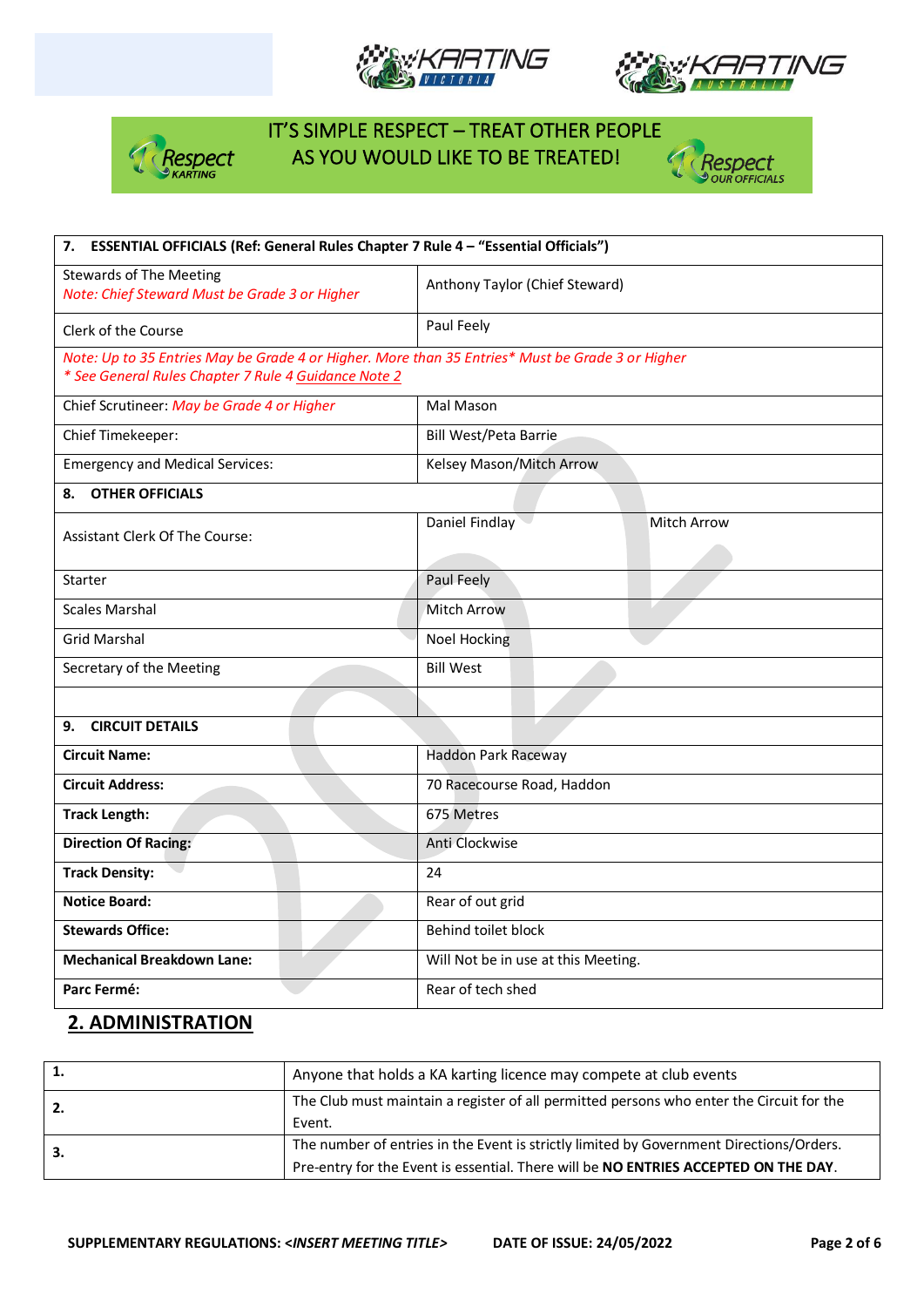IT'S SIMPLE RESPECT – TREAT OTHER PEOPLE AS YOU WOULD LIKE TO BE TREATED!

| **7. ESSENTIAL OFFICIALS (Ref: General Rules Chapter 7 Rule 4 – "Essential Officials")** | | |
|---|---|---|
| Stewards of The Meeting *Note: Chief Steward Must be Grade 3 or Higher* | Anthony Taylor (Chief Steward) | |
| Clerk of the Course | Paul Feely | |
| *Note: Up to 35 Entries May be Grade 4 or Higher. More than 35 Entries\* Must be Grade 3 or Higher* *\* See General Rules Chapter 7 Rule 4 Guidance Note 2* | | |
| Chief Scrutineer: *May be Grade 4 or Higher* | Mal Mason | |
| Chief Timekeeper: | Bill West/Peta Barrie | |
| Emergency and Medical Services: | Kelsey Mason/Mitch Arrow | |
| **8. OTHER OFFICIALS** | | |
| Assistant Clerk Of The Course: | Daniel Findlay | Mitch Arrow |
| Starter | Paul Feely | |
| Scales Marshal | Mitch Arrow | |
| Grid Marshal | Noel Hocking | |
| Secretary of the Meeting | Bill West | |
| | | |
| **9. CIRCUIT DETAILS** | | |
| **Circuit Name:** | Haddon Park Raceway | |
| **Circuit Address:** | 70 Racecourse Road, Haddon | |
| **Track Length:** | 675 Metres | |
| **Direction Of Racing:** | Anti Clockwise | |
| **Track Density:** | 24 | |
| **Notice Board:** | Rear of out grid | |
| **Stewards Office:** | Behind toilet block | |
| **Mechanical Breakdown Lane:** | Will Not be in use at this Meeting. | |
| **Parc Fermé:** | Rear of tech shed | |

## 2. ADMINISTRATION

| | |
|---|---|
| **1.** | Anyone that holds a KA karting licence may compete at club events |
| **2.** | The Club must maintain a register of all permitted persons who enter the Circuit for the Event. |
| **3.** | The number of entries in the Event is strictly limited by Government Directions/Orders. Pre-entry for the Event is essential. There will be **NO ENTRIES ACCEPTED ON THE DAY**. |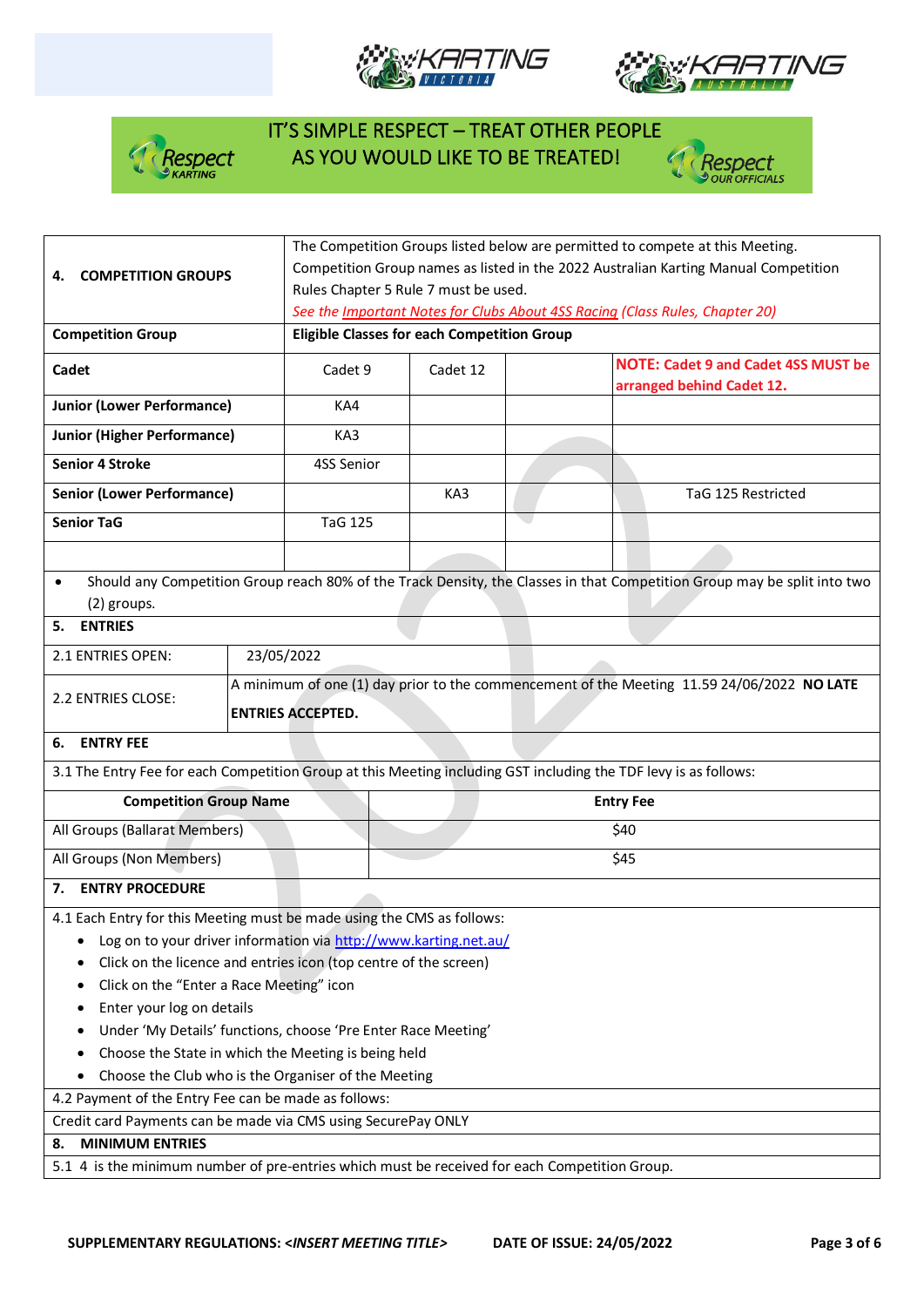IT'S SIMPLE RESPECT – TREAT OTHER PEOPLE AS YOU WOULD LIKE TO BE TREATED!

| **4. COMPETITION GROUPS** | The Competition Groups listed below are permitted to compete at this Meeting. Competition Group names as listed in the 2022 Australian Karting Manual Competition Rules Chapter 5 Rule 7 must be used. *See the Important Notes for Clubs About 4SS Racing (Class Rules, Chapter 20)* | | | |
|---|---|---|---|---|
| **Competition Group** | **Eligible Classes for each Competition Group** | | | |
| **Cadet** | Cadet 9 | Cadet 12 | | **NOTE: Cadet 9 and Cadet 4SS MUST be arranged behind Cadet 12.** |
| **Junior (Lower Performance)** | KA4 | | | |
| **Junior (Higher Performance)** | KA3 | | | |
| **Senior 4 Stroke** | 4SS Senior | | | |
| **Senior (Lower Performance)** | | KA3 | | TaG 125 Restricted |
| **Senior TaG** | TaG 125 | | | |
| | | | | |

- Should any Competition Group reach 80% of the Track Density, the Classes in that Competition Group may be split into two (2) groups.

## 5. ENTRIES

| | |
|---|---|
| 2.1 ENTRIES OPEN: | 23/05/2022 |
| 2.2 ENTRIES CLOSE: | A minimum of one (1) day prior to the commencement of the Meeting 11.59 24/06/2022 **NO LATE ENTRIES ACCEPTED.** |

## 6. ENTRY FEE

3.1 The Entry Fee for each Competition Group at this Meeting including GST including the TDF levy is as follows:

| Competition Group Name | Entry Fee |
|---|---|
| All Groups (Ballarat Members) | $40 |
| All Groups (Non Members) | $45 |

## 7. ENTRY PROCEDURE

4.1 Each Entry for this Meeting must be made using the CMS as follows:

- Log on to your driver information via http://www.karting.net.au/
- Click on the licence and entries icon (top centre of the screen)
- Click on the "Enter a Race Meeting" icon
- Enter your log on details
- Under 'My Details' functions, choose 'Pre Enter Race Meeting'
- Choose the State in which the Meeting is being held
- Choose the Club who is the Organiser of the Meeting

4.2 Payment of the Entry Fee can be made as follows:

Credit card Payments can be made via CMS using SecurePay ONLY

## 8. MINIMUM ENTRIES

5.1 4 is the minimum number of pre-entries which must be received for each Competition Group.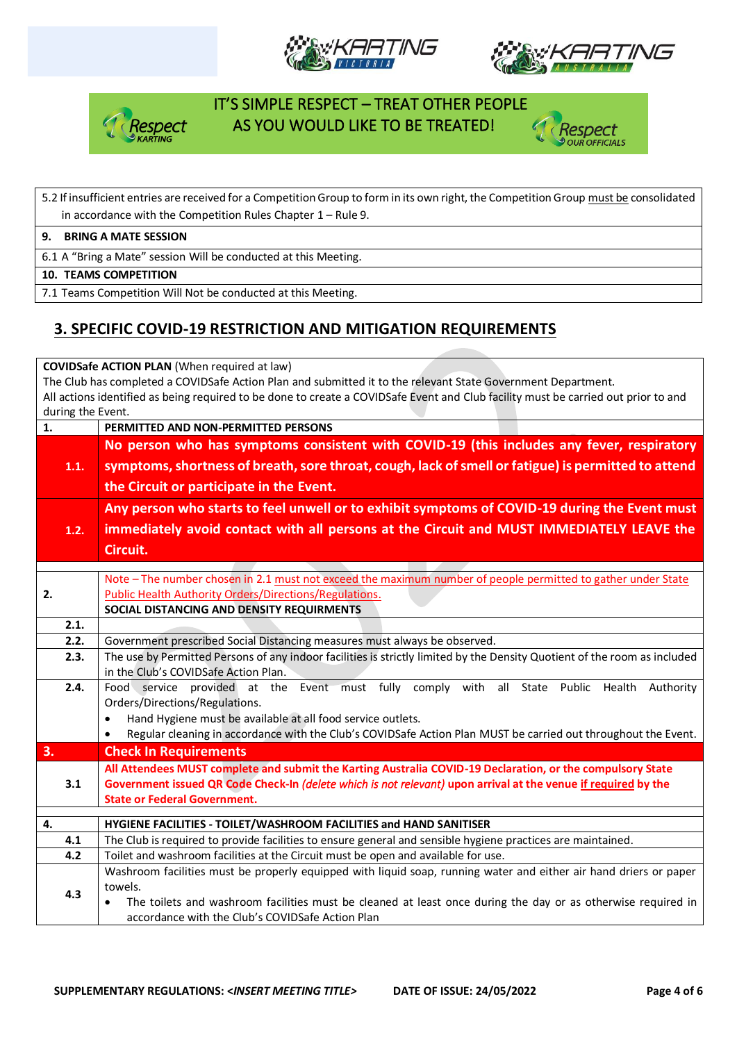IT'S SIMPLE RESPECT – TREAT OTHER PEOPLE AS YOU WOULD LIKE TO BE TREATED!

| |
|---|
| 5.2 If insufficient entries are received for a Competition Group to form in its own right, the Competition Group must be consolidated in accordance with the Competition Rules Chapter 1 – Rule 9. |
| **9. BRING A MATE SESSION** |
| 6.1 A "Bring a Mate" session Will be conducted at this Meeting. |
| **10. TEAMS COMPETITION** |
| 7.1 Teams Competition Will Not be conducted at this Meeting. |

## 3. SPECIFIC COVID-19 RESTRICTION AND MITIGATION REQUIREMENTS

**COVIDSafe ACTION PLAN** (When required at law)
The Club has completed a COVIDSafe Action Plan and submitted it to the relevant State Government Department.
All actions identified as being required to be done to create a COVIDSafe Event and Club facility must be carried out prior to and during the Event.

| | |
|---|---|
| **1.** | **PERMITTED AND NON-PERMITTED PERSONS** |
| **1.1.** | **No person who has symptoms consistent with COVID-19 (this includes any fever, respiratory symptoms, shortness of breath, sore throat, cough, lack of smell or fatigue) is permitted to attend the Circuit or participate in the Event.** |
| **1.2.** | **Any person who starts to feel unwell or to exhibit symptoms of COVID-19 during the Event must immediately avoid contact with all persons at the Circuit and MUST IMMEDIATELY LEAVE the Circuit.** |
| | |
| **2.** | Note – The number chosen in 2.1 must not exceed the maximum number of people permitted to gather under State Public Health Authority Orders/Directions/Regulations.<br>**SOCIAL DISTANCING AND DENSITY REQUIRMENTS** |
| **2.1.** | |
| **2.2.** | Government prescribed Social Distancing measures must always be observed. |
| **2.3.** | The use by Permitted Persons of any indoor facilities is strictly limited by the Density Quotient of the room as included in the Club's COVIDSafe Action Plan. |
| **2.4.** | Food service provided at the Event must fully comply with all State Public Health Authority Orders/Directions/Regulations.<br>• Hand Hygiene must be available at all food service outlets.<br>• Regular cleaning in accordance with the Club's COVIDSafe Action Plan MUST be carried out throughout the Event. |
| **3.** | **Check In Requirements** |
| **3.1** | **All Attendees MUST complete and submit the Karting Australia COVID-19 Declaration, or the compulsory State Government issued QR Code Check-In *(delete which is not relevant)* upon arrival at the venue if required by the State or Federal Government.** |
| | |
| **4.** | **HYGIENE FACILITIES - TOILET/WASHROOM FACILITIES and HAND SANITISER** |
| **4.1** | The Club is required to provide facilities to ensure general and sensible hygiene practices are maintained. |
| **4.2** | Toilet and washroom facilities at the Circuit must be open and available for use. |
| **4.3** | Washroom facilities must be properly equipped with liquid soap, running water and either air hand driers or paper towels.<br>• The toilets and washroom facilities must be cleaned at least once during the day or as otherwise required in accordance with the Club's COVIDSafe Action Plan |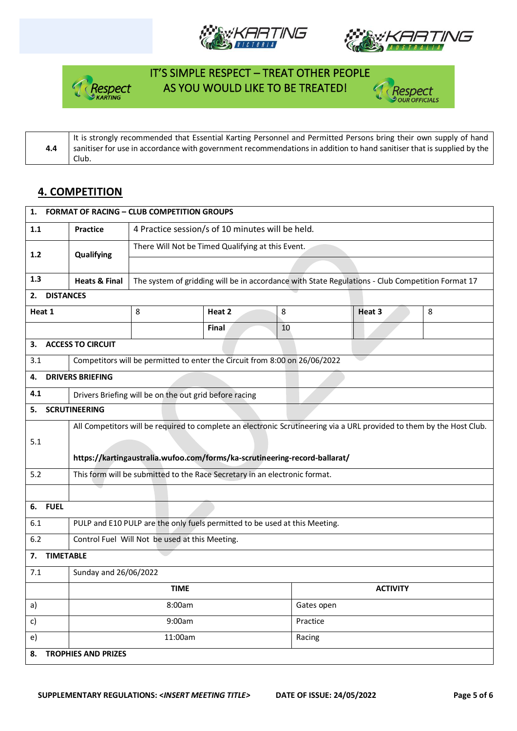IT'S SIMPLE RESPECT – TREAT OTHER PEOPLE AS YOU WOULD LIKE TO BE TREATED!

| 4.4 | It is strongly recommended that Essential Karting Personnel and Permitted Persons bring their own supply of hand sanitiser for use in accordance with government recommendations in addition to hand sanitiser that is supplied by the Club. |
|---|---|

## 4. COMPETITION

| **1. FORMAT OF RACING – CLUB COMPETITION GROUPS** | | | | | |
|---|---|---|---|---|---|
| **1.1** | **Practice** | 4 Practice session/s of 10 minutes will be held. | | | |
| **1.2** | **Qualifying** | There Will Not be Timed Qualifying at this Event. | | | |
| **1.3** | **Heats & Final** | The system of gridding will be in accordance with State Regulations - Club Competition Format 17 | | | |
| **2. DISTANCES** | | | | | |
| **Heat 1** | 8 | **Heat 2** | 8 | **Heat 3** | 8 |
| | | **Final** | 10 | | |
| **3. ACCESS TO CIRCUIT** | | | | | |
| 3.1 | Competitors will be permitted to enter the Circuit from 8:00 on 26/06/2022 | | | | |
| **4. DRIVERS BRIEFING** | | | | | |
| 4.1 | Drivers Briefing will be on the out grid before racing | | | | |
| **5. SCRUTINEERING** | | | | | |
| 5.1 | All Competitors will be required to complete an electronic Scrutineering via a URL provided to them by the Host Club. **https://kartingaustralia.wufoo.com/forms/ka-scrutineering-record-ballarat/** | | | | |
| 5.2 | This form will be submitted to the Race Secretary in an electronic format. | | | | |
| **6. FUEL** | | | | | |
| 6.1 | PULP and E10 PULP are the only fuels permitted to be used at this Meeting. | | | | |
| 6.2 | Control Fuel Will Not be used at this Meeting. | | | | |
| **7. TIMETABLE** | | | | | |
| 7.1 | Sunday and 26/06/2022 | | | | |
| | **TIME** | **ACTIVITY** | | | |
| a) | 8:00am | Gates open | | | |
| c) | 9:00am | Practice | | | |
| e) | 11:00am | Racing | | | |
| **8. TROPHIES AND PRIZES** | | | | | |

SUPPLEMENTARY REGULATIONS: <*INSERT MEETING TITLE*> DATE OF ISSUE: 24/05/2022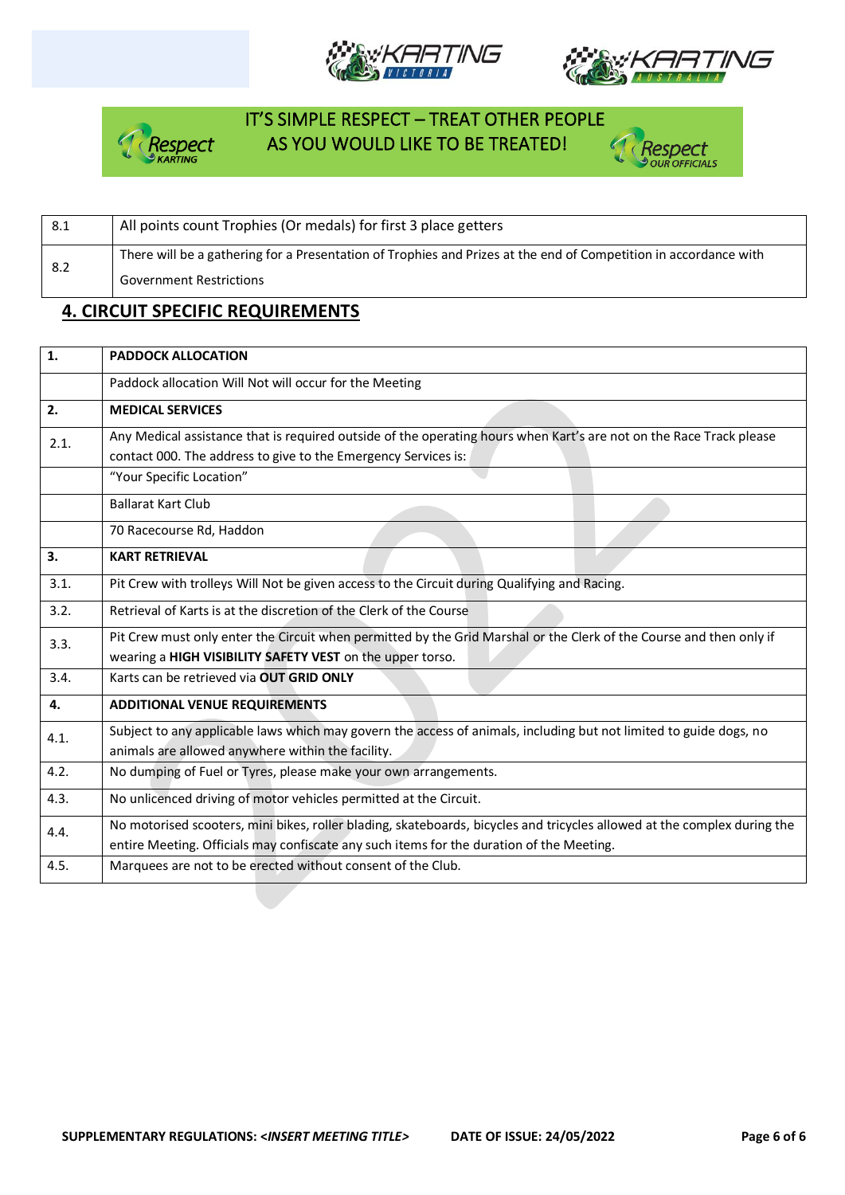IT'S SIMPLE RESPECT – TREAT OTHER PEOPLE AS YOU WOULD LIKE TO BE TREATED!

| | |
|---|---|
| 8.1 | All points count Trophies (Or medals) for first 3 place getters |
| 8.2 | There will be a gathering for a Presentation of Trophies and Prizes at the end of Competition in accordance with Government Restrictions |

## 4. CIRCUIT SPECIFIC REQUIREMENTS

| | |
|---|---|
| **1.** | **PADDOCK ALLOCATION** |
| | Paddock allocation Will Not will occur for the Meeting |
| **2.** | **MEDICAL SERVICES** |
| 2.1. | Any Medical assistance that is required outside of the operating hours when Kart's are not on the Race Track please contact 000. The address to give to the Emergency Services is: |
| | "Your Specific Location" |
| | Ballarat Kart Club |
| | 70 Racecourse Rd, Haddon |
| **3.** | **KART RETRIEVAL** |
| 3.1. | Pit Crew with trolleys Will Not be given access to the Circuit during Qualifying and Racing. |
| 3.2. | Retrieval of Karts is at the discretion of the Clerk of the Course |
| 3.3. | Pit Crew must only enter the Circuit when permitted by the Grid Marshal or the Clerk of the Course and then only if wearing a **HIGH VISIBILITY SAFETY VEST** on the upper torso. |
| 3.4. | Karts can be retrieved via **OUT GRID ONLY** |
| **4.** | **ADDITIONAL VENUE REQUIREMENTS** |
| 4.1. | Subject to any applicable laws which may govern the access of animals, including but not limited to guide dogs, no animals are allowed anywhere within the facility. |
| 4.2. | No dumping of Fuel or Tyres, please make your own arrangements. |
| 4.3. | No unlicenced driving of motor vehicles permitted at the Circuit. |
| 4.4. | No motorised scooters, mini bikes, roller blading, skateboards, bicycles and tricycles allowed at the complex during the entire Meeting. Officials may confiscate any such items for the duration of the Meeting. |
| 4.5. | Marquees are not to be erected without consent of the Club. |